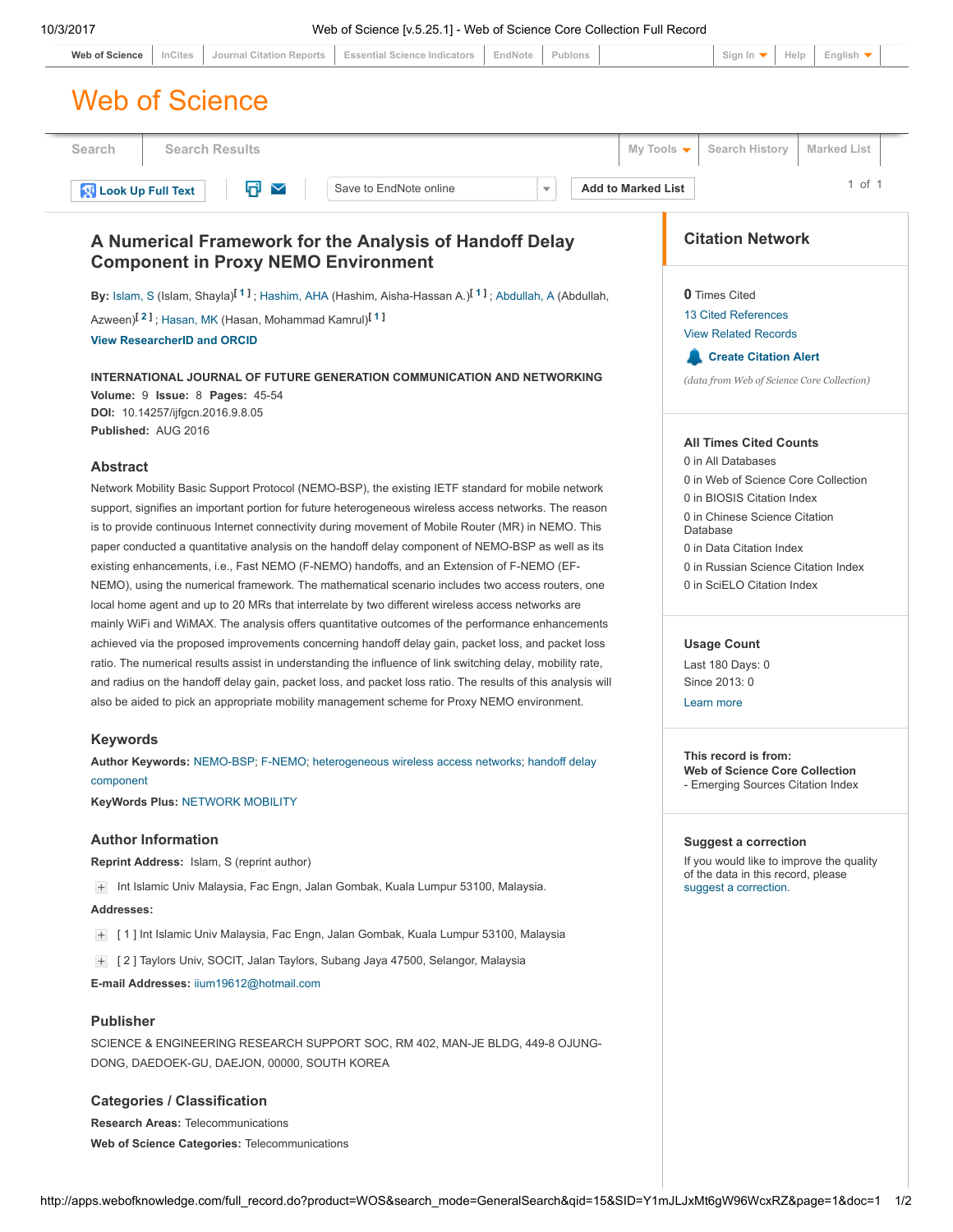# A Numerical Framework for the Analysis of Handoff Delay Component in Proxy NEMO Environment

**By:** Islam, S (Islam, Shayla)[1]; Hashim, AHA (Hashim, Aisha-Hassan A.)[1]; Abdullah, A (Abdullah, Azween)[2]; Hasan, MK (Hasan, Mohammad Kamrul)[1]

View ResearcherID and ORCID

**INTERNATIONAL JOURNAL OF FUTURE GENERATION COMMUNICATION AND NETWORKING**
**Volume:** 9 **Issue:** 8 **Pages:** 45-54
**DOI:** 10.14257/ijfgcn.2016.9.8.05
**Published:** AUG 2016

## Abstract

Network Mobility Basic Support Protocol (NEMO-BSP), the existing IETF standard for mobile network support, signifies an important portion for future heterogeneous wireless access networks. The reason is to provide continuous Internet connectivity during movement of Mobile Router (MR) in NEMO. This paper conducted a quantitative analysis on the handoff delay component of NEMO-BSP as well as its existing enhancements, i.e., Fast NEMO (F-NEMO) handoffs, and an Extension of F-NEMO (EF-NEMO), using the numerical framework. The mathematical scenario includes two access routers, one local home agent and up to 20 MRs that interrelate by two different wireless access networks are mainly WiFi and WiMAX. The analysis offers quantitative outcomes of the performance enhancements achieved via the proposed improvements concerning handoff delay gain, packet loss, and packet loss ratio. The numerical results assist in understanding the influence of link switching delay, mobility rate, and radius on the handoff delay gain, packet loss, and packet loss ratio. The results of this analysis will also be aided to pick an appropriate mobility management scheme for Proxy NEMO environment.

## Keywords

**Author Keywords:** NEMO-BSP; F-NEMO; heterogeneous wireless access networks; handoff delay component

**KeyWords Plus:** NETWORK MOBILITY

## Author Information

**Reprint Address:** Islam, S (reprint author)

Int Islamic Univ Malaysia, Fac Engn, Jalan Gombak, Kuala Lumpur 53100, Malaysia.

**Addresses:**

[ 1 ] Int Islamic Univ Malaysia, Fac Engn, Jalan Gombak, Kuala Lumpur 53100, Malaysia

[ 2 ] Taylors Univ, SOCIT, Jalan Taylors, Subang Jaya 47500, Selangor, Malaysia

**E-mail Addresses:** iium19612@hotmail.com

## Publisher

SCIENCE & ENGINEERING RESEARCH SUPPORT SOC, RM 402, MAN-JE BLDG, 449-8 OJUNG-DONG, DAEDOEK-GU, DAEJON, 00000, SOUTH KOREA

## Categories / Classification

**Research Areas:** Telecommunications

**Web of Science Categories:** Telecommunications

## Citation Network

**0** Times Cited
13 Cited References
View Related Records
Create Citation Alert
*(data from Web of Science Core Collection)*

### All Times Cited Counts

0 in All Databases
0 in Web of Science Core Collection
0 in BIOSIS Citation Index
0 in Chinese Science Citation Database
0 in Data Citation Index
0 in Russian Science Citation Index
0 in SciELO Citation Index

### Usage Count

Last 180 Days: 0
Since 2013: 0
Learn more

**This record is from:**
**Web of Science Core Collection**
- Emerging Sources Citation Index

### Suggest a correction

If you would like to improve the quality of the data in this record, please suggest a correction.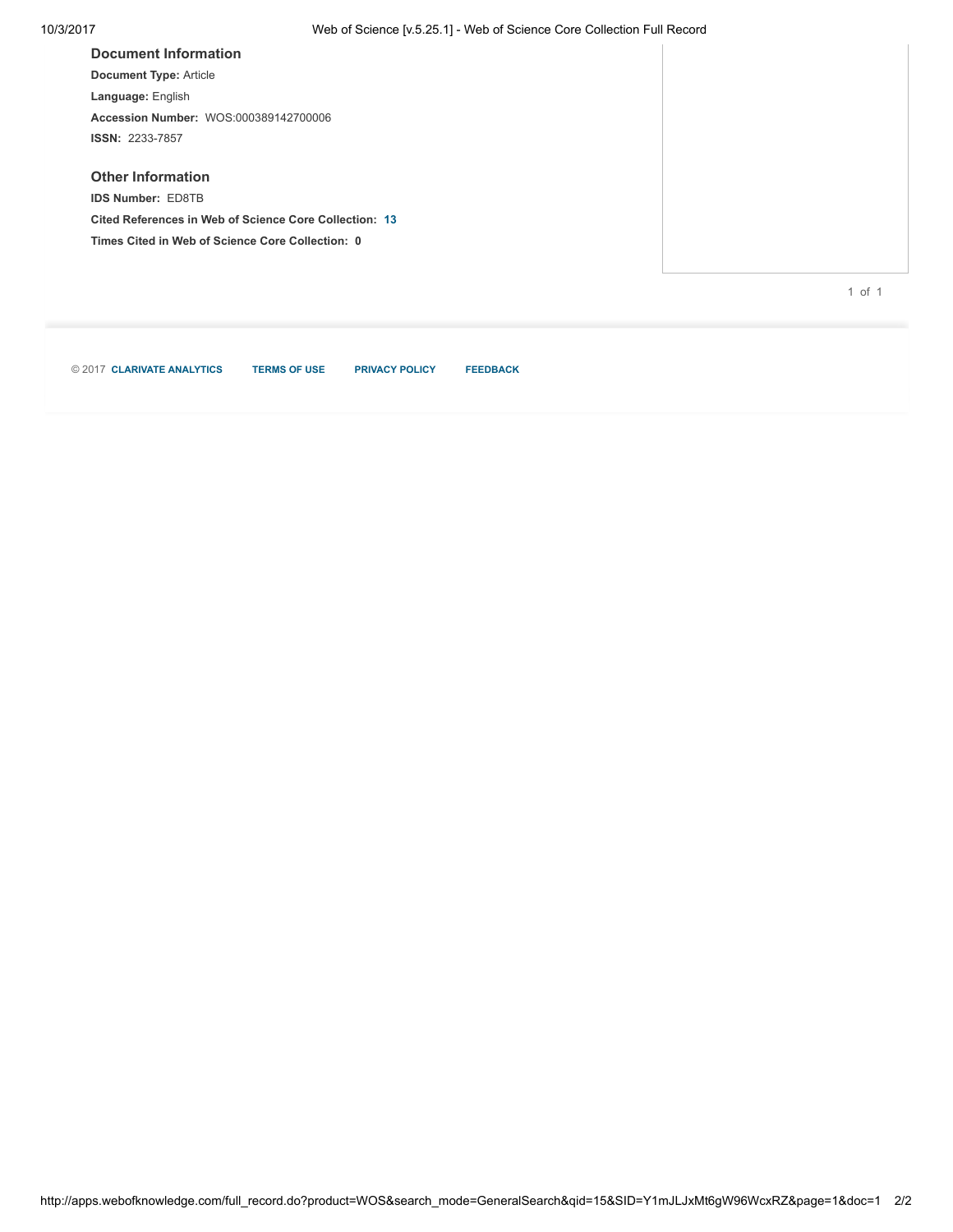### Document Information

**Document Type:** Article

**Language:** English

**Accession Number:** WOS:000389142700006

**ISSN:** 2233-7857

### Other Information

**IDS Number:** ED8TB

**Cited References in Web of Science Core Collection:** 13

**Times Cited in Web of Science Core Collection:** 0

© 2017 CLARIVATE ANALYTICS TERMS OF USE PRIVACY POLICY FEEDBACK